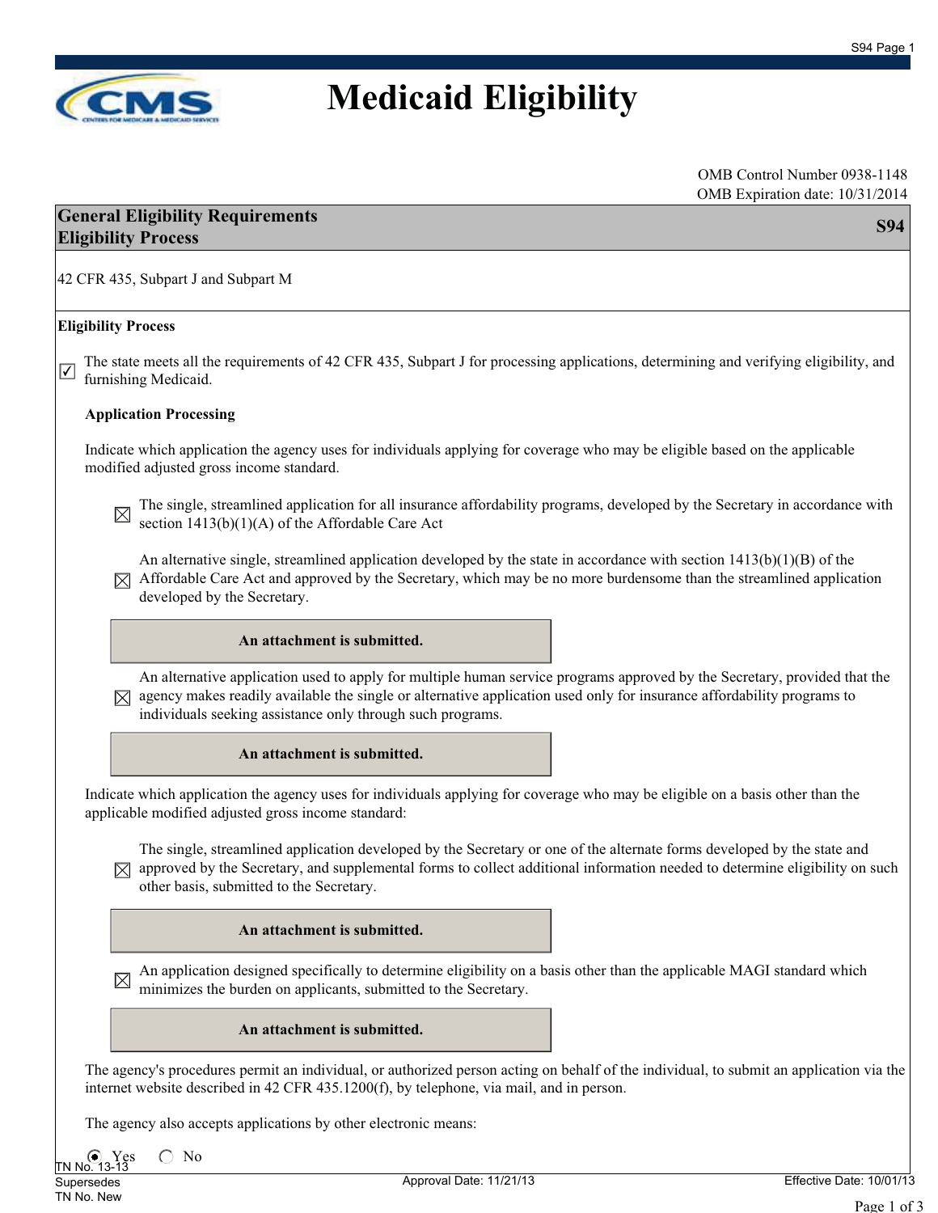# Medicaid Eligibility

OMB Control Number 0938-1148
OMB Expiration date: 10/31/2014

## General Eligibility Requirements
## Eligibility Process

**S94**

42 CFR 435, Subpart J and Subpart M

### Eligibility Process

☑ The state meets all the requirements of 42 CFR 435, Subpart J for processing applications, determining and verifying eligibility, and furnishing Medicaid.

**Application Processing**

Indicate which application the agency uses for individuals applying for coverage who may be eligible based on the applicable modified adjusted gross income standard.

☒ The single, streamlined application for all insurance affordability programs, developed by the Secretary in accordance with section 1413(b)(1)(A) of the Affordable Care Act

☒ An alternative single, streamlined application developed by the state in accordance with section 1413(b)(1)(B) of the Affordable Care Act and approved by the Secretary, which may be no more burdensome than the streamlined application developed by the Secretary.

**An attachment is submitted.**

☒ An alternative application used to apply for multiple human service programs approved by the Secretary, provided that the agency makes readily available the single or alternative application used only for insurance affordability programs to individuals seeking assistance only through such programs.

**An attachment is submitted.**

Indicate which application the agency uses for individuals applying for coverage who may be eligible on a basis other than the applicable modified adjusted gross income standard:

☒ The single, streamlined application developed by the Secretary or one of the alternate forms developed by the state and approved by the Secretary, and supplemental forms to collect additional information needed to determine eligibility on such other basis, submitted to the Secretary.

**An attachment is submitted.**

☒ An application designed specifically to determine eligibility on a basis other than the applicable MAGI standard which minimizes the burden on applicants, submitted to the Secretary.

**An attachment is submitted.**

The agency's procedures permit an individual, or authorized person acting on behalf of the individual, to submit an application via the internet website described in 42 CFR 435.1200(f), by telephone, via mail, and in person.

The agency also accepts applications by other electronic means:

◉ Yes ○ No

TN No. 13-13
Supersedes
TN No. New

Approval Date: 11/21/13

Effective Date: 10/01/13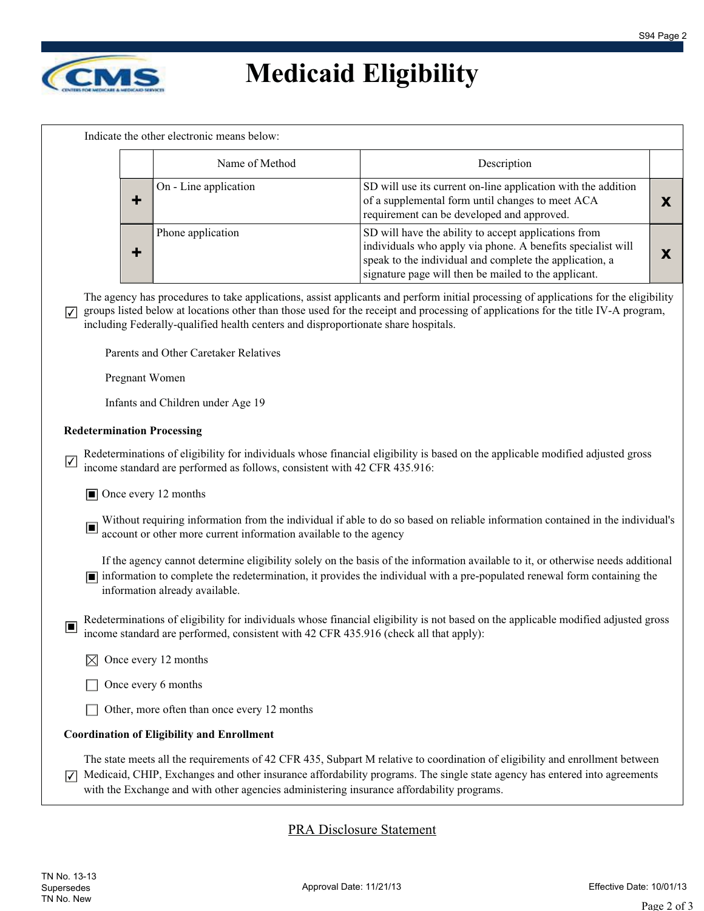# Medicaid Eligibility

Indicate the other electronic means below:

| | Name of Method | Description | |
|---|---|---|---|
| + | On - Line application | SD will use its current on-line application with the addition of a supplemental form until changes to meet ACA requirement can be developed and approved. | x |
| + | Phone application | SD will have the ability to accept applications from individuals who apply via phone. A benefits specialist will speak to the individual and complete the application, a signature page will then be mailed to the applicant. | x |

☑ The agency has procedures to take applications, assist applicants and perform initial processing of applications for the eligibility groups listed below at locations other than those used for the receipt and processing of applications for the title IV-A program, including Federally-qualified health centers and disproportionate share hospitals.

- Parents and Other Caretaker Relatives
- Pregnant Women
- Infants and Children under Age 19

**Redetermination Processing**

☑ Redeterminations of eligibility for individuals whose financial eligibility is based on the applicable modified adjusted gross income standard are performed as follows, consistent with 42 CFR 435.916:

- ■ Once every 12 months
- ■ Without requiring information from the individual if able to do so based on reliable information contained in the individual's account or other more current information available to the agency
- ■ If the agency cannot determine eligibility solely on the basis of the information available to it, or otherwise needs additional information to complete the redetermination, it provides the individual with a pre-populated renewal form containing the information already available.

■ Redeterminations of eligibility for individuals whose financial eligibility is not based on the applicable modified adjusted gross income standard are performed, consistent with 42 CFR 435.916 (check all that apply):

- ☒ Once every 12 months
- ☐ Once every 6 months
- ☐ Other, more often than once every 12 months

**Coordination of Eligibility and Enrollment**

☑ The state meets all the requirements of 42 CFR 435, Subpart M relative to coordination of eligibility and enrollment between Medicaid, CHIP, Exchanges and other insurance affordability programs. The single state agency has entered into agreements with the Exchange and with other agencies administering insurance affordability programs.

PRA Disclosure Statement

TN No. 13-13
Supersedes
TN No. New

Approval Date: 11/21/13

Effective Date: 10/01/13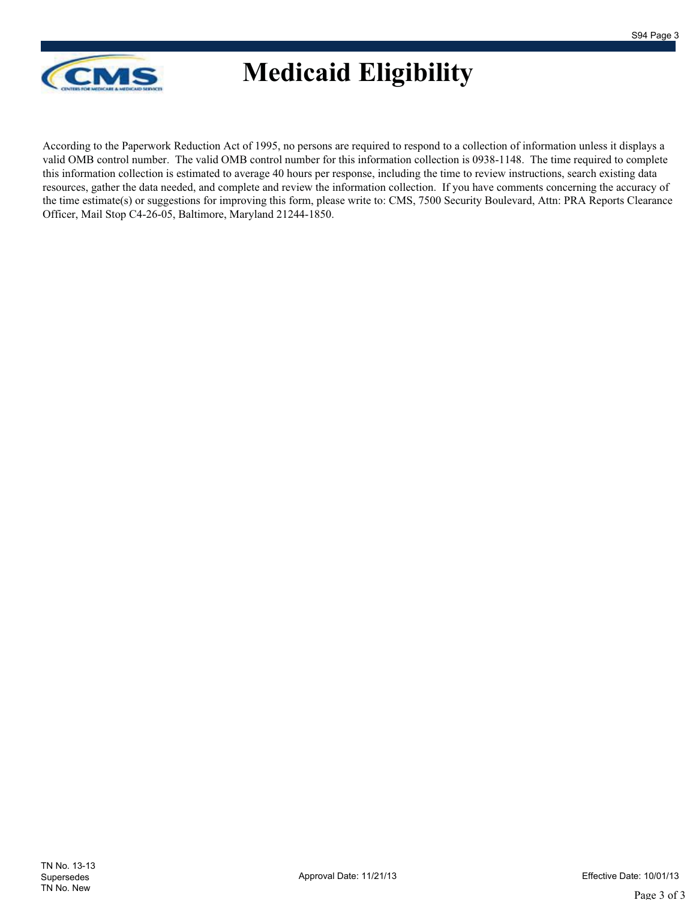# Medicaid Eligibility

According to the Paperwork Reduction Act of 1995, no persons are required to respond to a collection of information unless it displays a valid OMB control number. The valid OMB control number for this information collection is 0938-1148. The time required to complete this information collection is estimated to average 40 hours per response, including the time to review instructions, search existing data resources, gather the data needed, and complete and review the information collection. If you have comments concerning the accuracy of the time estimate(s) or suggestions for improving this form, please write to: CMS, 7500 Security Boulevard, Attn: PRA Reports Clearance Officer, Mail Stop C4-26-05, Baltimore, Maryland 21244-1850.

TN No. 13-13
Supersedes
TN No. New

Approval Date: 11/21/13

Effective Date: 10/01/13